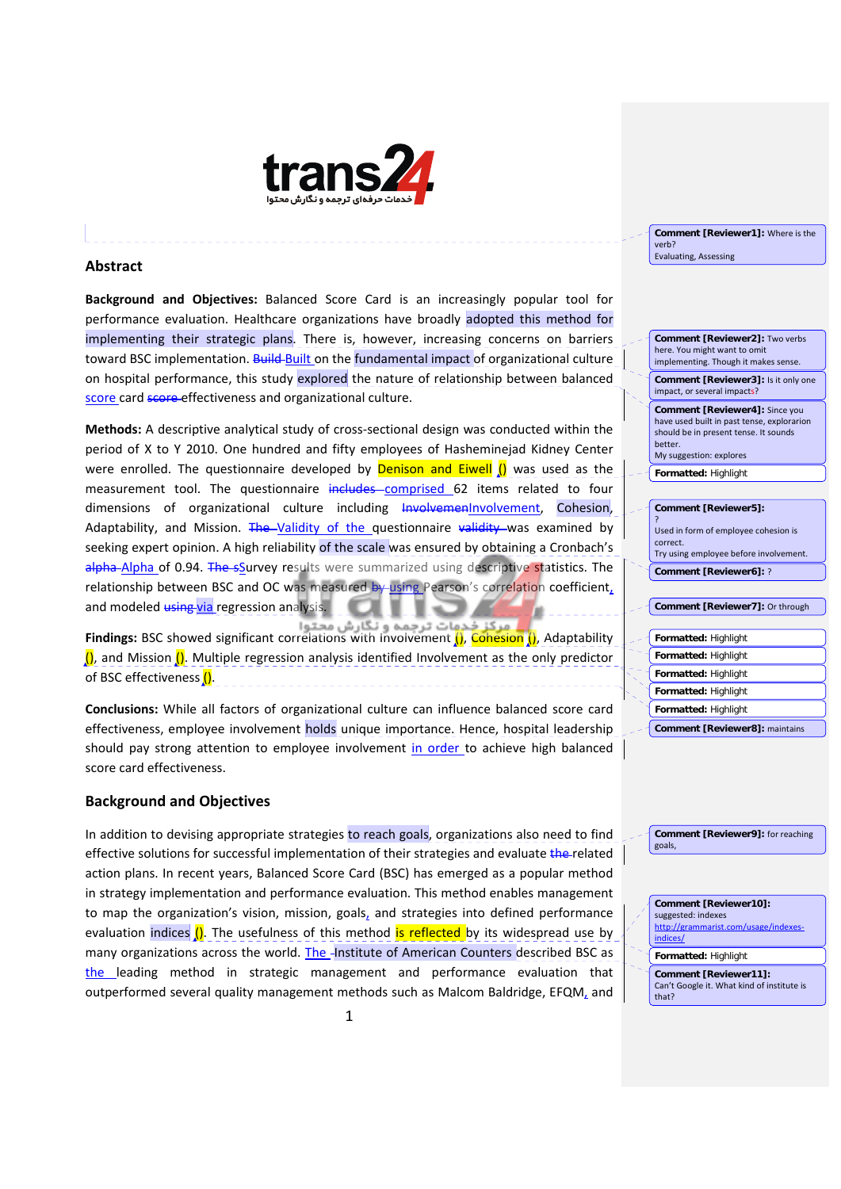## Abstract

**Background and Objectives:** Balanced Score Card is an increasingly popular tool for performance evaluation. Healthcare organizations have broadly adopted this method for implementing their strategic plans. There is, however, increasing concerns on barriers toward BSC implementation. Built on the fundamental impact of organizational culture on hospital performance, this study explored the nature of relationship between balanced score card effectiveness and organizational culture.

**Methods:** A descriptive analytical study of cross-sectional design was conducted within the period of X to Y 2010. One hundred and fifty employees of Hasheminejad Kidney Center were enrolled. The questionnaire developed by Denison and Eiwell () was used as the measurement tool. The questionnaire comprised 62 items related to four dimensions of organizational culture including Involvement, Cohesion, Adaptability, and Mission. Validity of the questionnaire was examined by seeking expert opinion. A high reliability of the scale was ensured by obtaining a Cronbach's Alpha of 0.94. Survey results were summarized using descriptive statistics. The relationship between BSC and OC was measured using Pearson's correlation coefficient, and modeled via regression analysis.

**Findings:** BSC showed significant correlations with Involvement (), Cohesion (), Adaptability (), and Mission (). Multiple regression analysis identified Involvement as the only predictor of BSC effectiveness ().

**Conclusions:** While all factors of organizational culture can influence balanced score card effectiveness, employee involvement holds unique importance. Hence, hospital leadership should pay strong attention to employee involvement in order to achieve high balanced score card effectiveness.

## Background and Objectives

In addition to devising appropriate strategies to reach goals, organizations also need to find effective solutions for successful implementation of their strategies and evaluate related action plans. In recent years, Balanced Score Card (BSC) has emerged as a popular method in strategy implementation and performance evaluation. This method enables management to map the organization's vision, mission, goals, and strategies into defined performance evaluation indices (). The usefulness of this method is reflected by its widespread use by many organizations across the world. The Institute of American Counters described BSC as the leading method in strategic management and performance evaluation that outperformed several quality management methods such as Malcom Baldridge, EFQM, and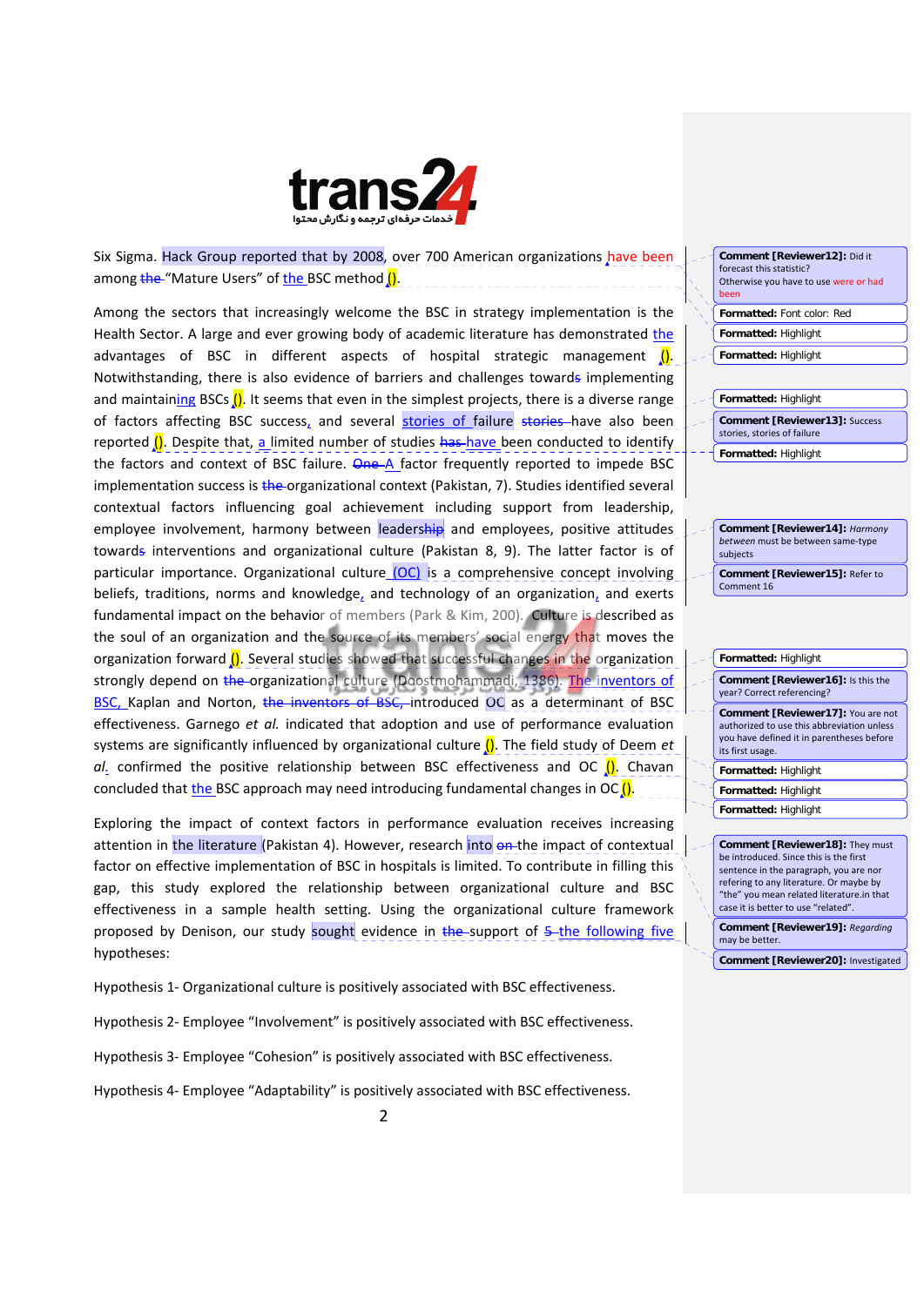Six Sigma. Hack Group reported that by 2008, over 700 American organizations have been among the "Mature Users" of the BSC method ().

Among the sectors that increasingly welcome the BSC in strategy implementation is the Health Sector. A large and ever growing body of academic literature has demonstrated the advantages of BSC in different aspects of hospital strategic management (). Notwithstanding, there is also evidence of barriers and challenges towards implementing and maintaining BSCs (). It seems that even in the simplest projects, there is a diverse range of factors affecting BSC success, and several stories of failure have also been reported (). Despite that, a limited number of studies have been conducted to identify the factors and context of BSC failure. A factor frequently reported to impede BSC implementation success is organizational context (Pakistan, 7). Studies identified several contextual factors influencing goal achievement including support from leadership, employee involvement, harmony between leaders and employees, positive attitudes toward interventions and organizational culture (Pakistan 8, 9). The latter factor is of particular importance. Organizational culture (OC) is a comprehensive concept involving beliefs, traditions, norms and knowledge, and technology of an organization, and exerts fundamental impact on the behavior of members (Park & Kim, 200). Culture is described as the soul of an organization and the source of its members' social energy that moves the organization forward (). Several studies showed that successful changes in the organization strongly depend on organizational culture (Doostmohammadi, 1386). The inventors of BSC, Kaplan and Norton, introduced OC as a determinant of BSC effectiveness. Garnego *et al.* indicated that adoption and use of performance evaluation systems are significantly influenced by organizational culture (). The field study of Deem *et al.* confirmed the positive relationship between BSC effectiveness and OC (). Chavan concluded that the BSC approach may need introducing fundamental changes in OC ().

Exploring the impact of context factors in performance evaluation receives increasing attention in the literature (Pakistan 4). However, research into the impact of contextual factor on effective implementation of BSC in hospitals is limited. To contribute in filling this gap, this study explored the relationship between organizational culture and BSC effectiveness in a sample health setting. Using the organizational culture framework proposed by Denison, our study sought evidence in support of the following five hypotheses:

Hypothesis 1- Organizational culture is positively associated with BSC effectiveness.

Hypothesis 2- Employee "Involvement" is positively associated with BSC effectiveness.

Hypothesis 3- Employee "Cohesion" is positively associated with BSC effectiveness.

Hypothesis 4- Employee "Adaptability" is positively associated with BSC effectiveness.